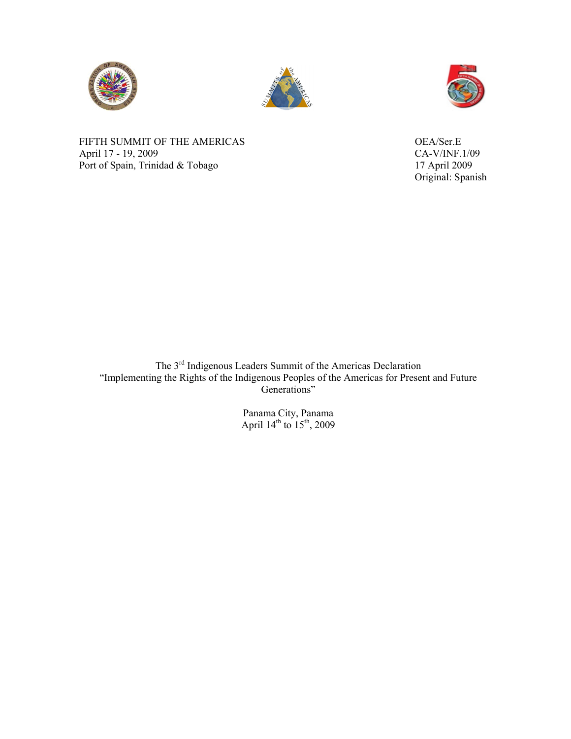FIFTH SUMMIT OF THE AMERICAS
April 17 - 19, 2009
Port of Spain, Trinidad & Tobago

OEA/Ser.E
CA-V/INF.1/09
17 April 2009
Original: Spanish

# The 3rd Indigenous Leaders Summit of the Americas Declaration
# "Implementing the Rights of the Indigenous Peoples of the Americas for Present and Future Generations"

Panama City, Panama
April 14th to 15th, 2009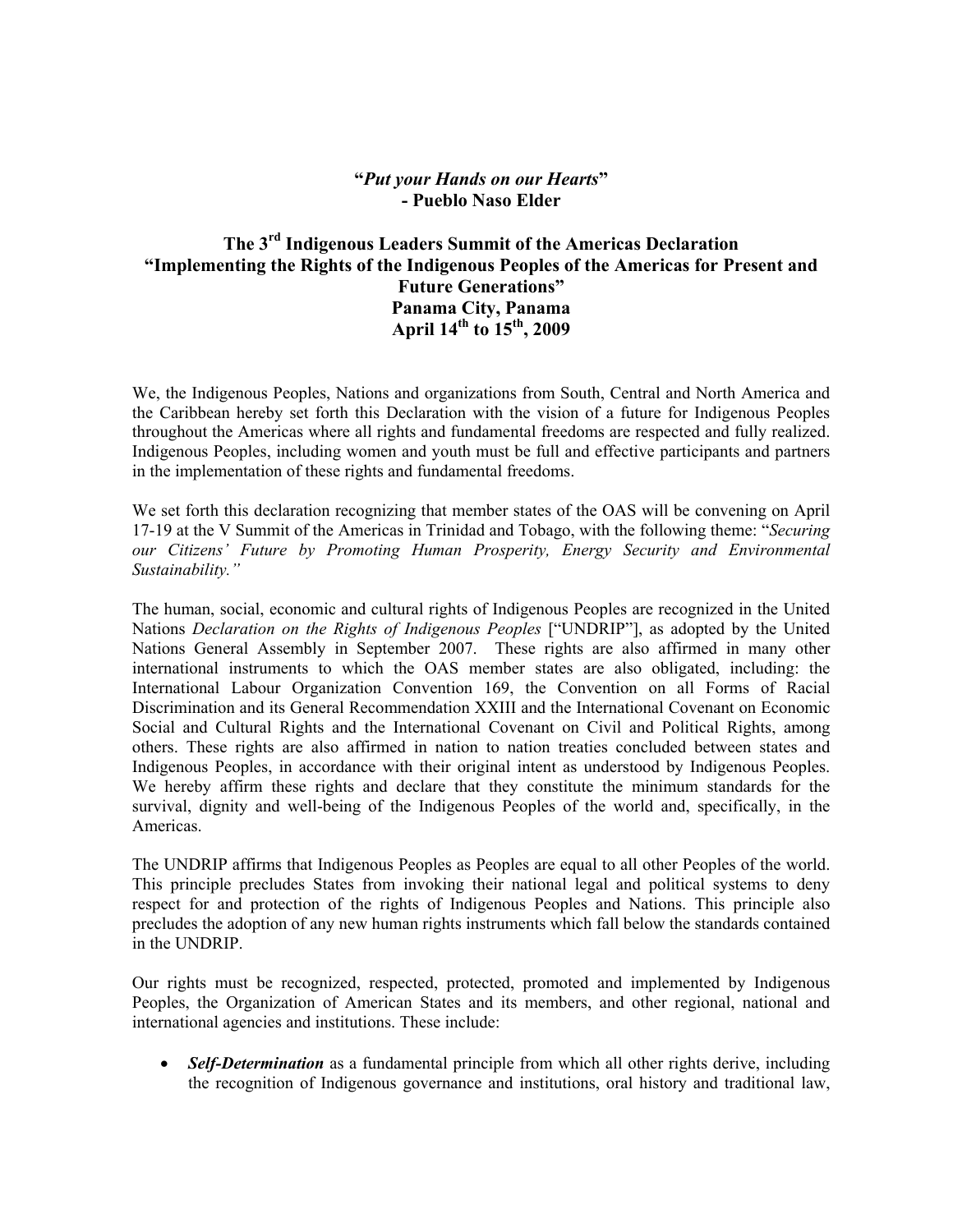**"*Put your Hands on our Hearts*"**
**- Pueblo Naso Elder**

# The 3rd Indigenous Leaders Summit of the Americas Declaration "Implementing the Rights of the Indigenous Peoples of the Americas for Present and Future Generations" Panama City, Panama April 14th to 15th, 2009

We, the Indigenous Peoples, Nations and organizations from South, Central and North America and the Caribbean hereby set forth this Declaration with the vision of a future for Indigenous Peoples throughout the Americas where all rights and fundamental freedoms are respected and fully realized. Indigenous Peoples, including women and youth must be full and effective participants and partners in the implementation of these rights and fundamental freedoms.

We set forth this declaration recognizing that member states of the OAS will be convening on April 17-19 at the V Summit of the Americas in Trinidad and Tobago, with the following theme: "*Securing our Citizens' Future by Promoting Human Prosperity, Energy Security and Environmental Sustainability."*

The human, social, economic and cultural rights of Indigenous Peoples are recognized in the United Nations *Declaration on the Rights of Indigenous Peoples* ["UNDRIP"], as adopted by the United Nations General Assembly in September 2007. These rights are also affirmed in many other international instruments to which the OAS member states are also obligated, including: the International Labour Organization Convention 169, the Convention on all Forms of Racial Discrimination and its General Recommendation XXIII and the International Covenant on Economic Social and Cultural Rights and the International Covenant on Civil and Political Rights, among others. These rights are also affirmed in nation to nation treaties concluded between states and Indigenous Peoples, in accordance with their original intent as understood by Indigenous Peoples. We hereby affirm these rights and declare that they constitute the minimum standards for the survival, dignity and well-being of the Indigenous Peoples of the world and, specifically, in the Americas.

The UNDRIP affirms that Indigenous Peoples as Peoples are equal to all other Peoples of the world. This principle precludes States from invoking their national legal and political systems to deny respect for and protection of the rights of Indigenous Peoples and Nations. This principle also precludes the adoption of any new human rights instruments which fall below the standards contained in the UNDRIP.

Our rights must be recognized, respected, protected, promoted and implemented by Indigenous Peoples, the Organization of American States and its members, and other regional, national and international agencies and institutions. These include:

- ***Self-Determination*** as a fundamental principle from which all other rights derive, including the recognition of Indigenous governance and institutions, oral history and traditional law,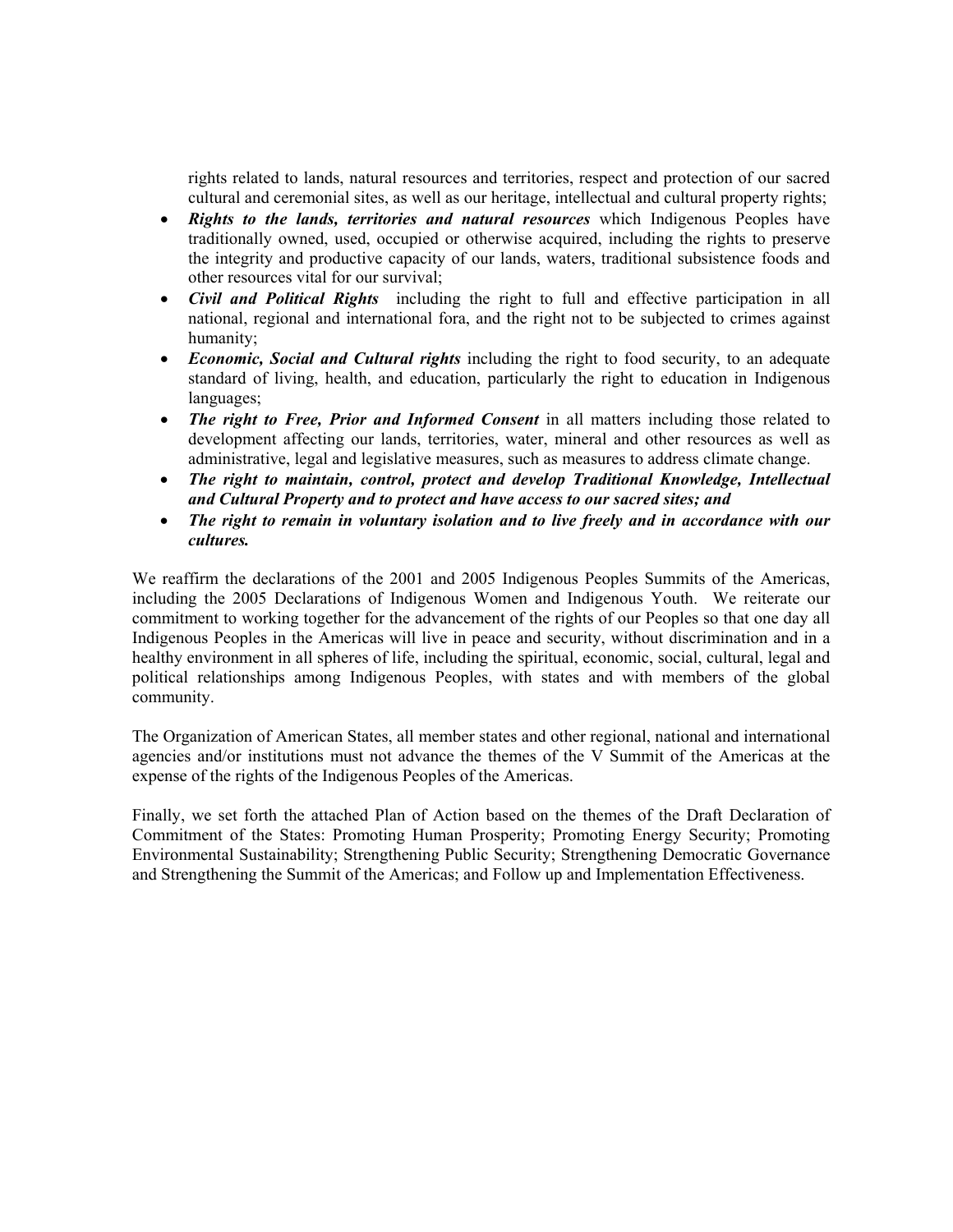rights related to lands, natural resources and territories, respect and protection of our sacred cultural and ceremonial sites, as well as our heritage, intellectual and cultural property rights;

- ***Rights to the lands, territories and natural resources*** which Indigenous Peoples have traditionally owned, used, occupied or otherwise acquired, including the rights to preserve the integrity and productive capacity of our lands, waters, traditional subsistence foods and other resources vital for our survival;
- ***Civil and Political Rights*** including the right to full and effective participation in all national, regional and international fora, and the right not to be subjected to crimes against humanity;
- ***Economic, Social and Cultural rights*** including the right to food security, to an adequate standard of living, health, and education, particularly the right to education in Indigenous languages;
- ***The right to Free, Prior and Informed Consent*** in all matters including those related to development affecting our lands, territories, water, mineral and other resources as well as administrative, legal and legislative measures, such as measures to address climate change.
- ***The right to maintain, control, protect and develop Traditional Knowledge, Intellectual and Cultural Property and to protect and have access to our sacred sites; and***
- ***The right to remain in voluntary isolation and to live freely and in accordance with our cultures.***

We reaffirm the declarations of the 2001 and 2005 Indigenous Peoples Summits of the Americas, including the 2005 Declarations of Indigenous Women and Indigenous Youth. We reiterate our commitment to working together for the advancement of the rights of our Peoples so that one day all Indigenous Peoples in the Americas will live in peace and security, without discrimination and in a healthy environment in all spheres of life, including the spiritual, economic, social, cultural, legal and political relationships among Indigenous Peoples, with states and with members of the global community.

The Organization of American States, all member states and other regional, national and international agencies and/or institutions must not advance the themes of the V Summit of the Americas at the expense of the rights of the Indigenous Peoples of the Americas.

Finally, we set forth the attached Plan of Action based on the themes of the Draft Declaration of Commitment of the States: Promoting Human Prosperity; Promoting Energy Security; Promoting Environmental Sustainability; Strengthening Public Security; Strengthening Democratic Governance and Strengthening the Summit of the Americas; and Follow up and Implementation Effectiveness.